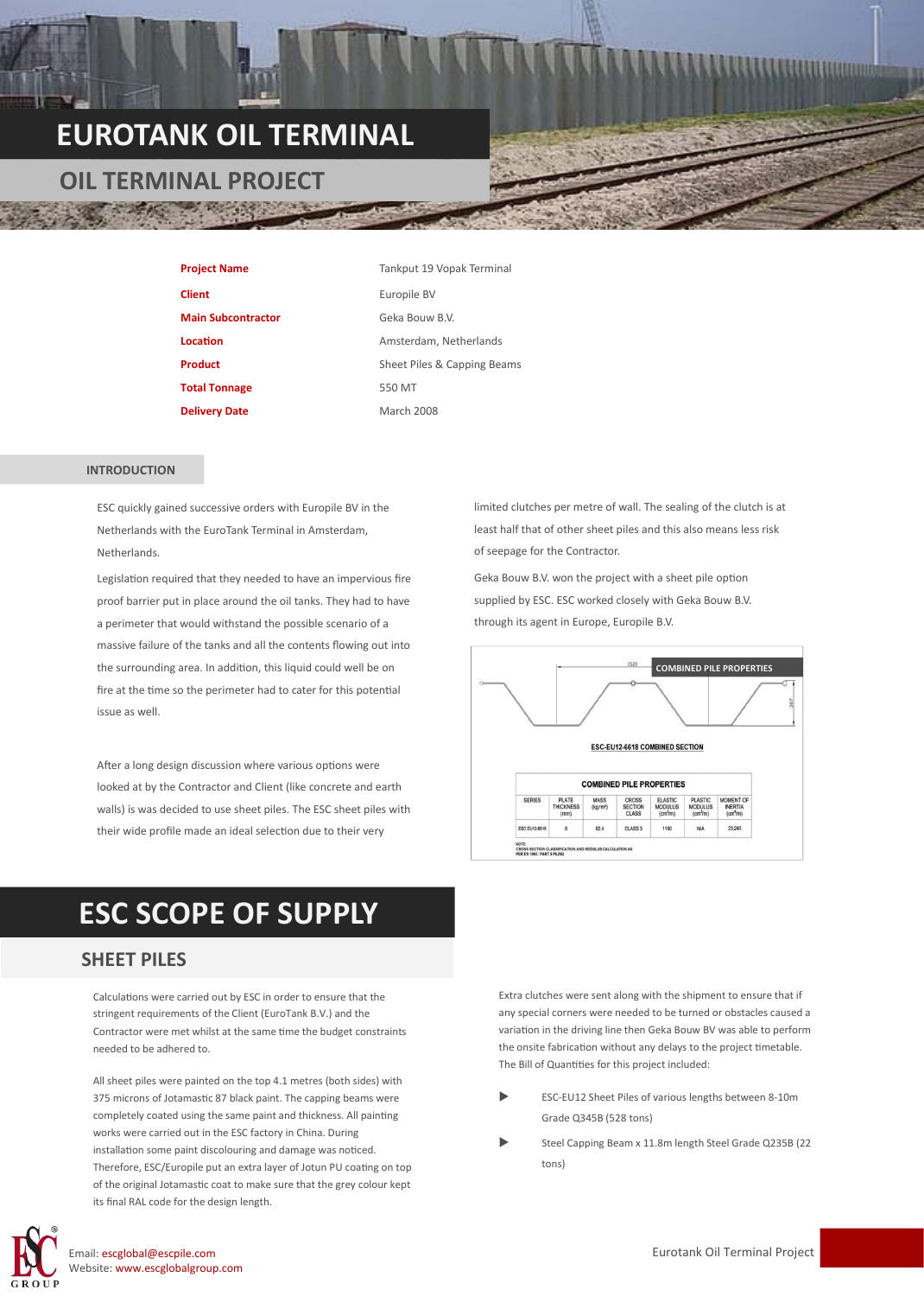# EUROTANK OIL TERMINAL

## OIL TERMINAL PROJECT

| | |
|---|---|
| **Project Name** | Tankput 19 Vopak Terminal |
| **Client** | Europile BV |
| **Main Subcontractor** | Geka Bouw B.V. |
| **Location** | Amsterdam, Netherlands |
| **Product** | Sheet Piles & Capping Beams |
| **Total Tonnage** | 550 MT |
| **Delivery Date** | March 2008 |

### INTRODUCTION

ESC quickly gained successive orders with Europile BV in the Netherlands with the EuroTank Terminal in Amsterdam, Netherlands.

Legislation required that they needed to have an impervious fire proof barrier put in place around the oil tanks. They had to have a perimeter that would withstand the possible scenario of a massive failure of the tanks and all the contents flowing out into the surrounding area. In addition, this liquid could well be on fire at the time so the perimeter had to cater for this potential issue as well.

After a long design discussion where various options were looked at by the Contractor and Client (like concrete and earth walls) is was decided to use sheet piles. The ESC sheet piles with their wide profile made an ideal selection due to their very limited clutches per metre of wall. The sealing of the clutch is at least half that of other sheet piles and this also means less risk of seepage for the Contractor.

Geka Bouw B.V. won the project with a sheet pile option supplied by ESC. ESC worked closely with Geka Bouw B.V. through its agent in Europe, Europile B.V.

**COMBINED PILE PROPERTIES**

ESC-EU12-6618 COMBINED SECTION

COMBINED PILE PROPERTIES

| SERIES | PLATE THICKNESS (mm) | MASS (kg/m²) | CROSS SECTION CLASS | ELASTIC MODULUS (cm³/m) | PLASTIC MODULUS (cm³/m) | MOMENT OF INERTIA (cm⁴/m) |
|---|---|---|---|---|---|---|
| ESC EU12-6618 | 8 | 82.4 | CLASS 3 | 1180 | N/A | 23,240 |

NOTE: CROSS SECTION CLASSIFICATION AND MODULUS CALCULATION AS PER EN 1993 : PART 5 PILING

# ESC SCOPE OF SUPPLY

## SHEET PILES

Calculations were carried out by ESC in order to ensure that the stringent requirements of the Client (EuroTank B.V.) and the Contractor were met whilst at the same time the budget constraints needed to be adhered to.

All sheet piles were painted on the top 4.1 metres (both sides) with 375 microns of Jotamastic 87 black paint. The capping beams were completely coated using the same paint and thickness. All painting works were carried out in the ESC factory in China. During installation some paint discolouring and damage was noticed. Therefore, ESC/Europile put an extra layer of Jotun PU coating on top of the original Jotamastic coat to make sure that the grey colour kept its final RAL code for the design length.

Extra clutches were sent along with the shipment to ensure that if any special corners were needed to be turned or obstacles caused a variation in the driving line then Geka Bouw BV was able to perform the onsite fabrication without any delays to the project timetable. The Bill of Quantities for this project included:

- ESC-EU12 Sheet Piles of various lengths between 8-10m Grade Q345B (528 tons)
- Steel Capping Beam x 11.8m length Steel Grade Q235B (22 tons)

Email: escglobal@escpile.com
Website: www.escglobalgroup.com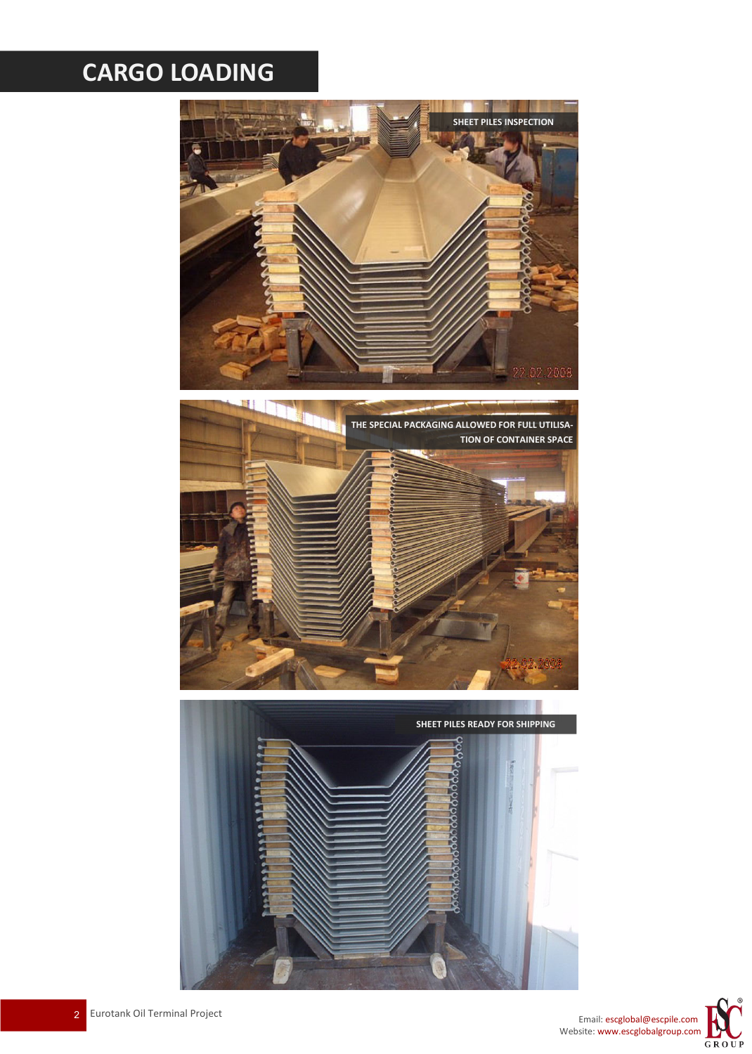# CARGO LOADING

SHEET PILES INSPECTION

THE SPECIAL PACKAGING ALLOWED FOR FULL UTILISATION OF CONTAINER SPACE

SHEET PILES READY FOR SHIPPING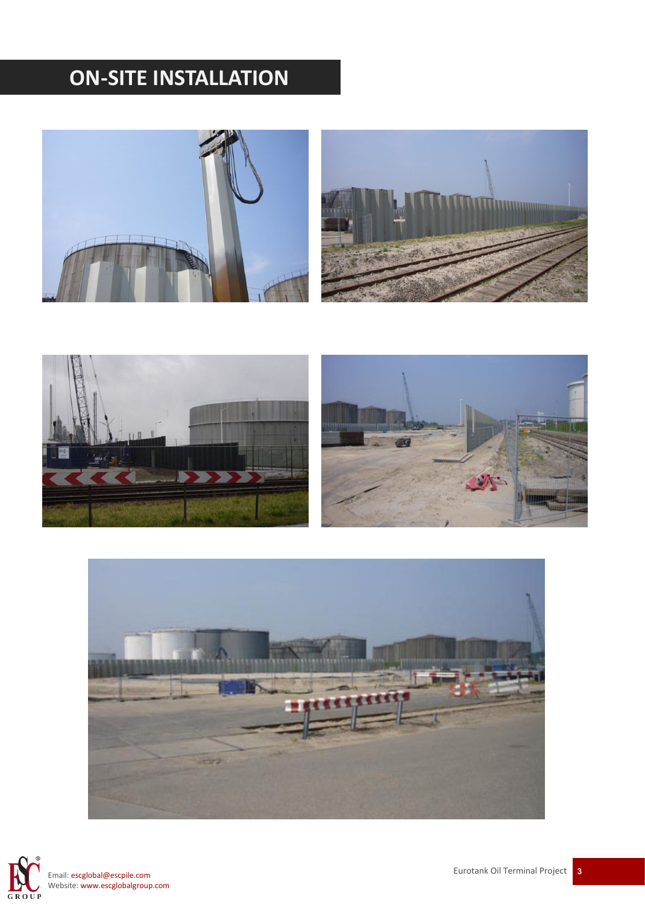# ON-SITE INSTALLATION